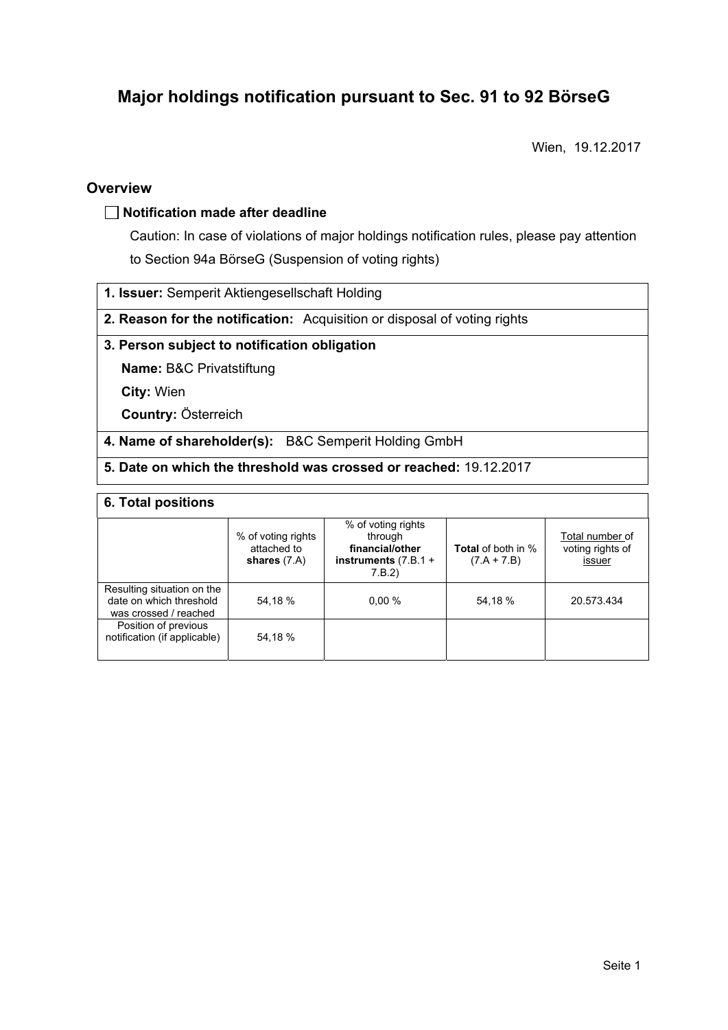# Major holdings notification pursuant to Sec. 91 to 92 BörseG

Wien, 19.12.2017

## Overview

☐ **Notification made after deadline**

Caution: In case of violations of major holdings notification rules, please pay attention to Section 94a BörseG (Suspension of voting rights)

**1. Issuer:** Semperit Aktiengesellschaft Holding

**2. Reason for the notification:** Acquisition or disposal of voting rights

**3. Person subject to notification obligation**

**Name:** B&C Privatstiftung

**City:** Wien

**Country:** Österreich

**4. Name of shareholder(s):** B&C Semperit Holding GmbH

**5. Date on which the threshold was crossed or reached:** 19.12.2017

**6. Total positions**

| | % of voting rights attached to **shares** (7.A) | % of voting rights through **financial/other instruments** (7.B.1 + 7.B.2) | **Total** of both in % (7.A + 7.B) | Total number of voting rights of issuer |
|---|---|---|---|---|
| Resulting situation on the date on which threshold was crossed / reached | 54,18 % | 0,00 % | 54,18 % | 20.573.434 |
| Position of previous notification (if applicable) | 54,18 % | | | |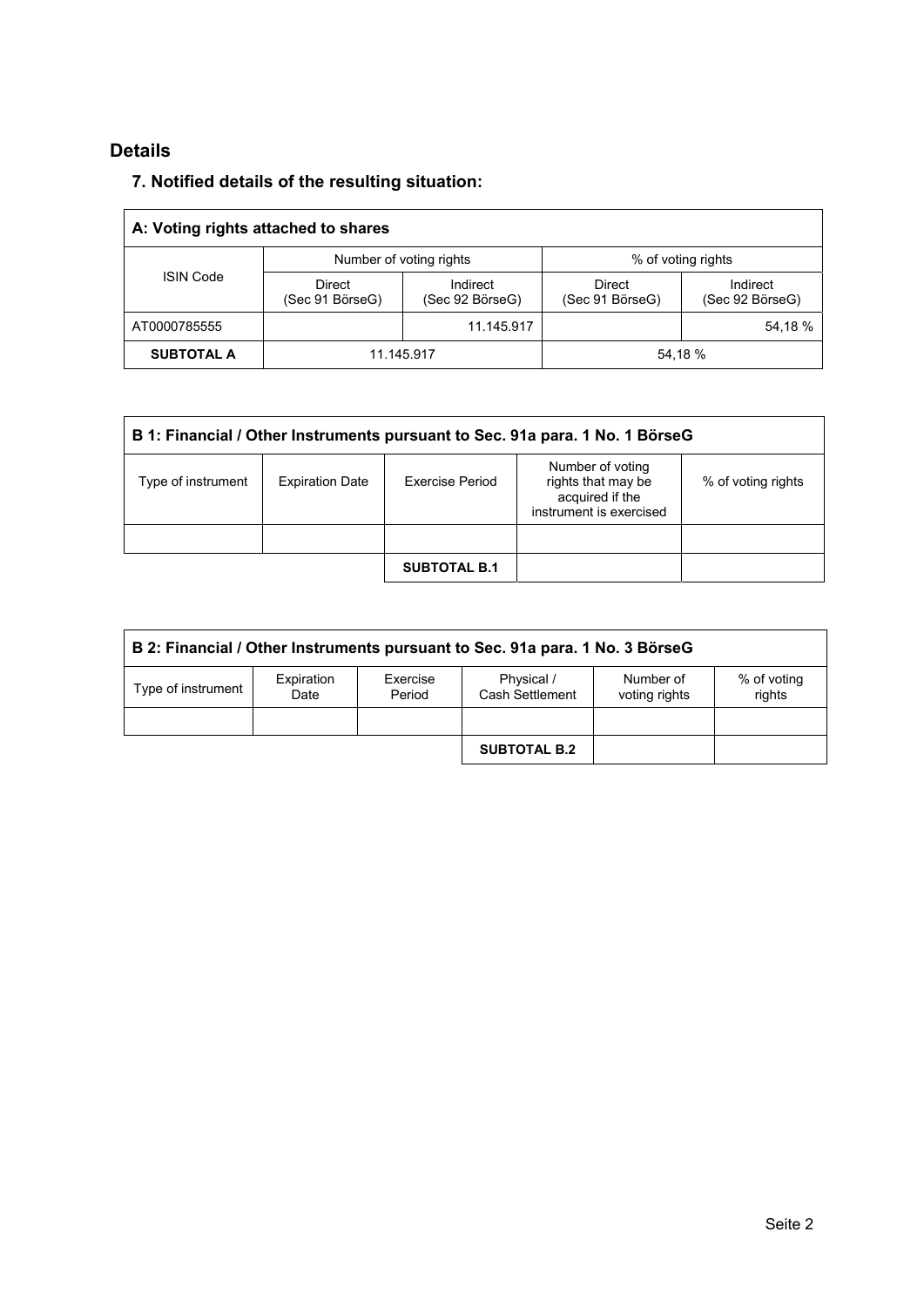## Details

### 7. Notified details of the resulting situation:

| A: Voting rights attached to shares | | | | |
|---|---|---|---|---|
| ISIN Code | Number of voting rights | | % of voting rights | |
| | Direct (Sec 91 BörseG) | Indirect (Sec 92 BörseG) | Direct (Sec 91 BörseG) | Indirect (Sec 92 BörseG) |
| AT0000785555 | | 11.145.917 | | 54,18 % |
| **SUBTOTAL A** | 11.145.917 | | 54,18 % | |

| B 1: Financial / Other Instruments pursuant to Sec. 91a para. 1 No. 1 BörseG | | | | |
|---|---|---|---|---|
| Type of instrument | Expiration Date | Exercise Period | Number of voting rights that may be acquired if the instrument is exercised | % of voting rights |
| | | | | |
| | | **SUBTOTAL B.1** | | |

| B 2: Financial / Other Instruments pursuant to Sec. 91a para. 1 No. 3 BörseG | | | | | |
|---|---|---|---|---|---|
| Type of instrument | Expiration Date | Exercise Period | Physical / Cash Settlement | Number of voting rights | % of voting rights |
| | | | | | |
| | | | **SUBTOTAL B.2** | | |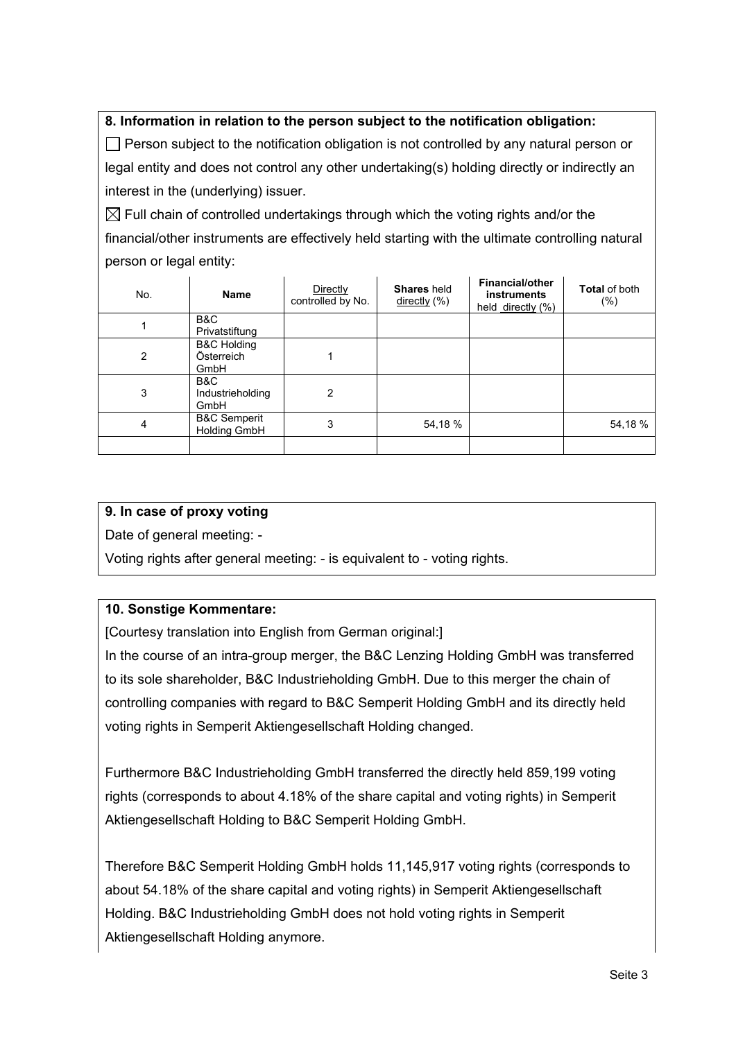**8. Information in relation to the person subject to the notification obligation:**

☐ Person subject to the notification obligation is not controlled by any natural person or legal entity and does not control any other undertaking(s) holding directly or indirectly an interest in the (underlying) issuer.

☒ Full chain of controlled undertakings through which the voting rights and/or the financial/other instruments are effectively held starting with the ultimate controlling natural person or legal entity:

| No. | Name | Directly controlled by No. | **Shares** held directly (%) | **Financial/other instruments** held directly (%) | **Total** of both (%) |
|---|---|---|---|---|---|
| 1 | B&C Privatstiftung | | | | |
| 2 | B&C Holding Österreich GmbH | 1 | | | |
| 3 | B&C Industrieholding GmbH | 2 | | | |
| 4 | B&C Semperit Holding GmbH | 3 | 54,18 % | | 54,18 % |
| | | | | | |

**9. In case of proxy voting**

Date of general meeting: -

Voting rights after general meeting: - is equivalent to - voting rights.

**10. Sonstige Kommentare:**

[Courtesy translation into English from German original:]

In the course of an intra-group merger, the B&C Lenzing Holding GmbH was transferred to its sole shareholder, B&C Industrieholding GmbH. Due to this merger the chain of controlling companies with regard to B&C Semperit Holding GmbH and its directly held voting rights in Semperit Aktiengesellschaft Holding changed.

Furthermore B&C Industrieholding GmbH transferred the directly held 859,199 voting rights (corresponds to about 4.18% of the share capital and voting rights) in Semperit Aktiengesellschaft Holding to B&C Semperit Holding GmbH.

Therefore B&C Semperit Holding GmbH holds 11,145,917 voting rights (corresponds to about 54.18% of the share capital and voting rights) in Semperit Aktiengesellschaft Holding. B&C Industrieholding GmbH does not hold voting rights in Semperit Aktiengesellschaft Holding anymore.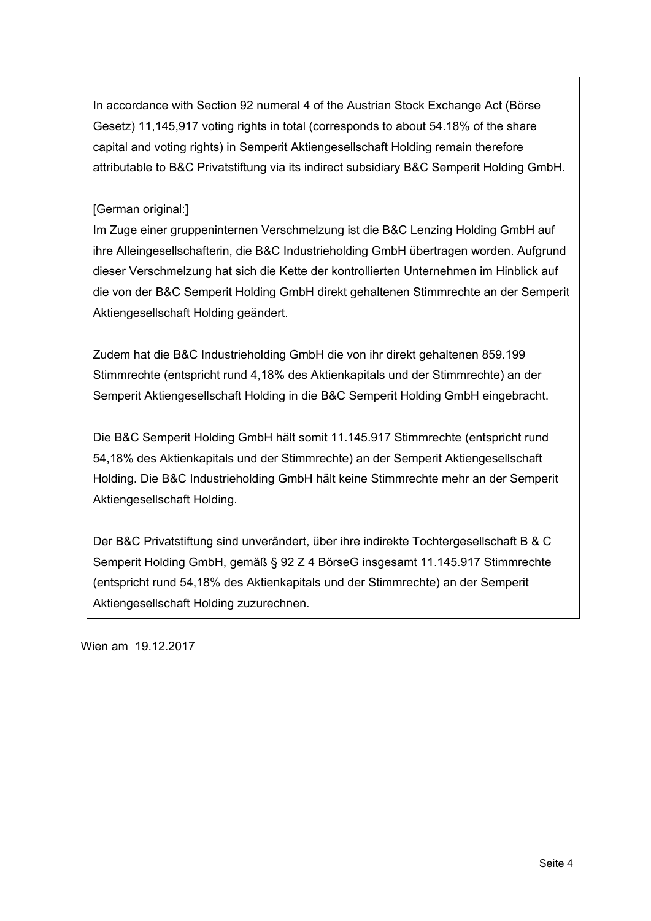In accordance with Section 92 numeral 4 of the Austrian Stock Exchange Act (Börse Gesetz) 11,145,917 voting rights in total (corresponds to about 54.18% of the share capital and voting rights) in Semperit Aktiengesellschaft Holding remain therefore attributable to B&C Privatstiftung via its indirect subsidiary B&C Semperit Holding GmbH.

[German original:]

Im Zuge einer gruppeninternen Verschmelzung ist die B&C Lenzing Holding GmbH auf ihre Alleingesellschafterin, die B&C Industrieholding GmbH übertragen worden. Aufgrund dieser Verschmelzung hat sich die Kette der kontrollierten Unternehmen im Hinblick auf die von der B&C Semperit Holding GmbH direkt gehaltenen Stimmrechte an der Semperit Aktiengesellschaft Holding geändert.

Zudem hat die B&C Industrieholding GmbH die von ihr direkt gehaltenen 859.199 Stimmrechte (entspricht rund 4,18% des Aktienkapitals und der Stimmrechte) an der Semperit Aktiengesellschaft Holding in die B&C Semperit Holding GmbH eingebracht.

Die B&C Semperit Holding GmbH hält somit 11.145.917 Stimmrechte (entspricht rund 54,18% des Aktienkapitals und der Stimmrechte) an der Semperit Aktiengesellschaft Holding. Die B&C Industrieholding GmbH hält keine Stimmrechte mehr an der Semperit Aktiengesellschaft Holding.

Der B&C Privatstiftung sind unverändert, über ihre indirekte Tochtergesellschaft B & C Semperit Holding GmbH, gemäß § 92 Z 4 BörseG insgesamt 11.145.917 Stimmrechte (entspricht rund 54,18% des Aktienkapitals und der Stimmrechte) an der Semperit Aktiengesellschaft Holding zuzurechnen.

Wien am 19.12.2017